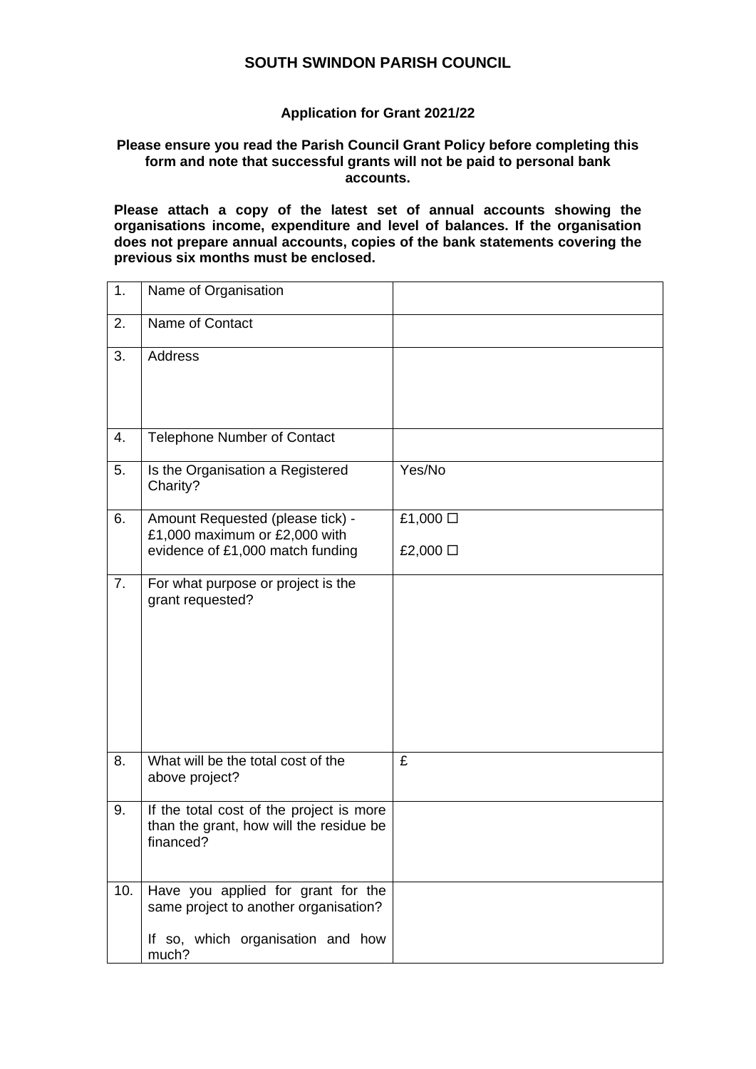# SOUTH SWINDON PARISH COUNCIL

## Application for Grant 2021/22

**Please ensure you read the Parish Council Grant Policy before completing this form and note that successful grants will not be paid to personal bank accounts.**

**Please attach a copy of the latest set of annual accounts showing the organisations income, expenditure and level of balances. If the organisation does not prepare annual accounts, copies of the bank statements covering the previous six months must be enclosed.**

| | | |
|---|---|---|
| 1. | Name of Organisation | |
| 2. | Name of Contact | |
| 3. | Address | |
| 4. | Telephone Number of Contact | |
| 5. | Is the Organisation a Registered Charity? | Yes/No |
| 6. | Amount Requested (please tick) - £1,000 maximum or £2,000 with evidence of £1,000 match funding | £1,000 ☐<br>£2,000 ☐ |
| 7. | For what purpose or project is the grant requested? | |
| 8. | What will be the total cost of the above project? | £ |
| 9. | If the total cost of the project is more than the grant, how will the residue be financed? | |
| 10. | Have you applied for grant for the same project to another organisation?<br>If so, which organisation and how much? | |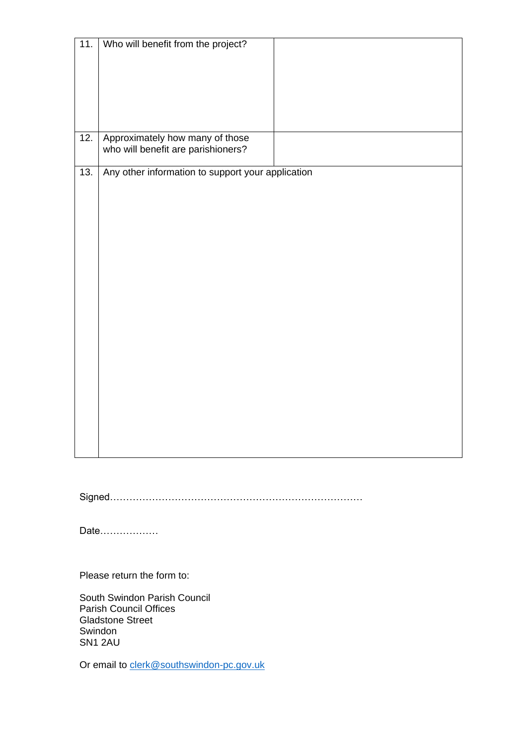| | | |
|---|---|---|
| 11. | Who will benefit from the project? | |
| 12. | Approximately how many of those who will benefit are parishioners? | |
| 13. | Any other information to support your application | |

Signed……………………………………………………………………

Date………………

Please return the form to:

South Swindon Parish Council
Parish Council Offices
Gladstone Street
Swindon
SN1 2AU

Or email to clerk@southswindon-pc.gov.uk